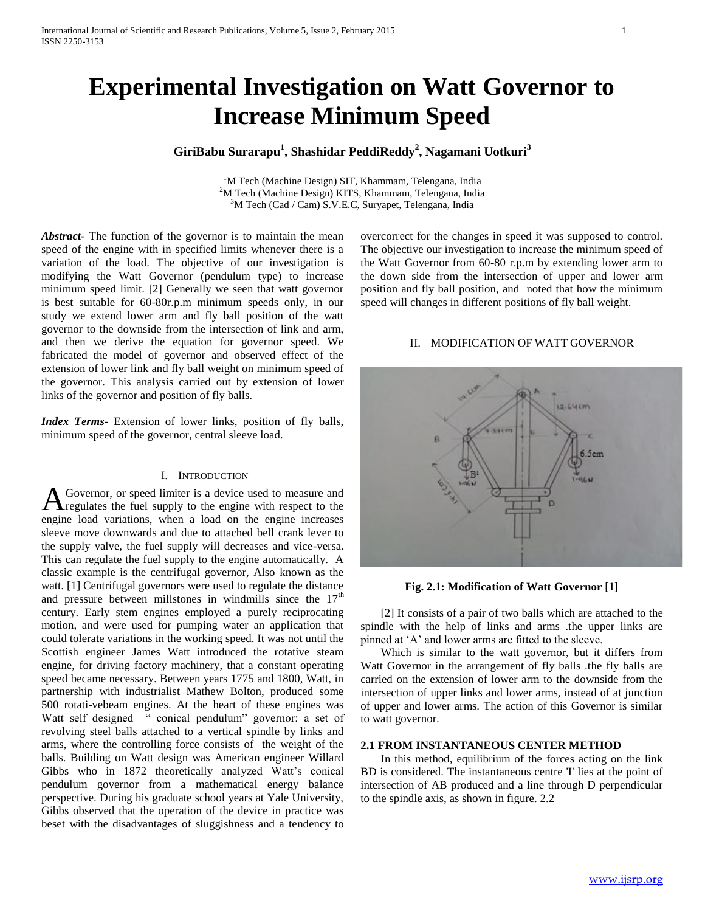# Experimental Investigation on Watt Governor to Increase Minimum Speed

**GiriBabu Surarapu[1], Shashidar PeddiReddy[2], Nagamani Uotkuri[3]**

[1]M Tech (Machine Design) SIT, Khammam, Telengana, India
[2]M Tech (Machine Design) KITS, Khammam, Telengana, India
[3]M Tech (Cad / Cam) S.V.E.C, Suryapet, Telengana, India

***Abstract-*** The function of the governor is to maintain the mean speed of the engine with in specified limits whenever there is a variation of the load. The objective of our investigation is modifying the Watt Governor (pendulum type) to increase minimum speed limit. [2] Generally we seen that watt governor is best suitable for 60-80r.p.m minimum speeds only, in our study we extend lower arm and fly ball position of the watt governor to the downside from the intersection of link and arm, and then we derive the equation for governor speed. We fabricated the model of governor and observed effect of the extension of lower link and fly ball weight on minimum speed of the governor. This analysis carried out by extension of lower links of the governor and position of fly balls.

***Index Terms*** - Extension of lower links, position of fly balls, minimum speed of the governor, central sleeve load.

## I. Introduction

A Governor, or speed limiter is a device used to measure and regulates the fuel supply to the engine with respect to the engine load variations, when a load on the engine increases sleeve move downwards and due to attached bell crank lever to the supply valve, the fuel supply will decreases and vice-versa. This can regulate the fuel supply to the engine automatically. A classic example is the centrifugal governor, Also known as the watt. [1] Centrifugal governors were used to regulate the distance and pressure between millstones in windmills since the 17th century. Early stem engines employed a purely reciprocating motion, and were used for pumping water an application that could tolerate variations in the working speed. It was not until the Scottish engineer James Watt introduced the rotative steam engine, for driving factory machinery, that a constant operating speed became necessary. Between years 1775 and 1800, Watt, in partnership with industrialist Mathew Bolton, produced some 500 rotati-vebeam engines. At the heart of these engines was Watt self designed " conical pendulum" governor: a set of revolving steel balls attached to a vertical spindle by links and arms, where the controlling force consists of the weight of the balls. Building on Watt design was American engineer Willard Gibbs who in 1872 theoretically analyzed Watt's conical pendulum governor from a mathematical energy balance perspective. During his graduate school years at Yale University, Gibbs observed that the operation of the device in practice was beset with the disadvantages of sluggishness and a tendency to overcorrect for the changes in speed it was supposed to control. The objective our investigation to increase the minimum speed of the Watt Governor from 60-80 r.p.m by extending lower arm to the down side from the intersection of upper and lower arm position and fly ball position, and noted that how the minimum speed will changes in different positions of fly ball weight.

## II. Modification of Watt Governor

**Fig. 2.1: Modification of Watt Governor [1]**

[2] It consists of a pair of two balls which are attached to the spindle with the help of links and arms .the upper links are pinned at 'A' and lower arms are fitted to the sleeve.

Which is similar to the watt governor, but it differs from Watt Governor in the arrangement of fly balls .the fly balls are carried on the extension of lower arm to the downside from the intersection of upper links and lower arms, instead of at junction of upper and lower arms. The action of this Governor is similar to watt governor.

### 2.1 From Instantaneous Center Method

In this method, equilibrium of the forces acting on the link BD is considered. The instantaneous centre 'I' lies at the point of intersection of AB produced and a line through D perpendicular to the spindle axis, as shown in figure. 2.2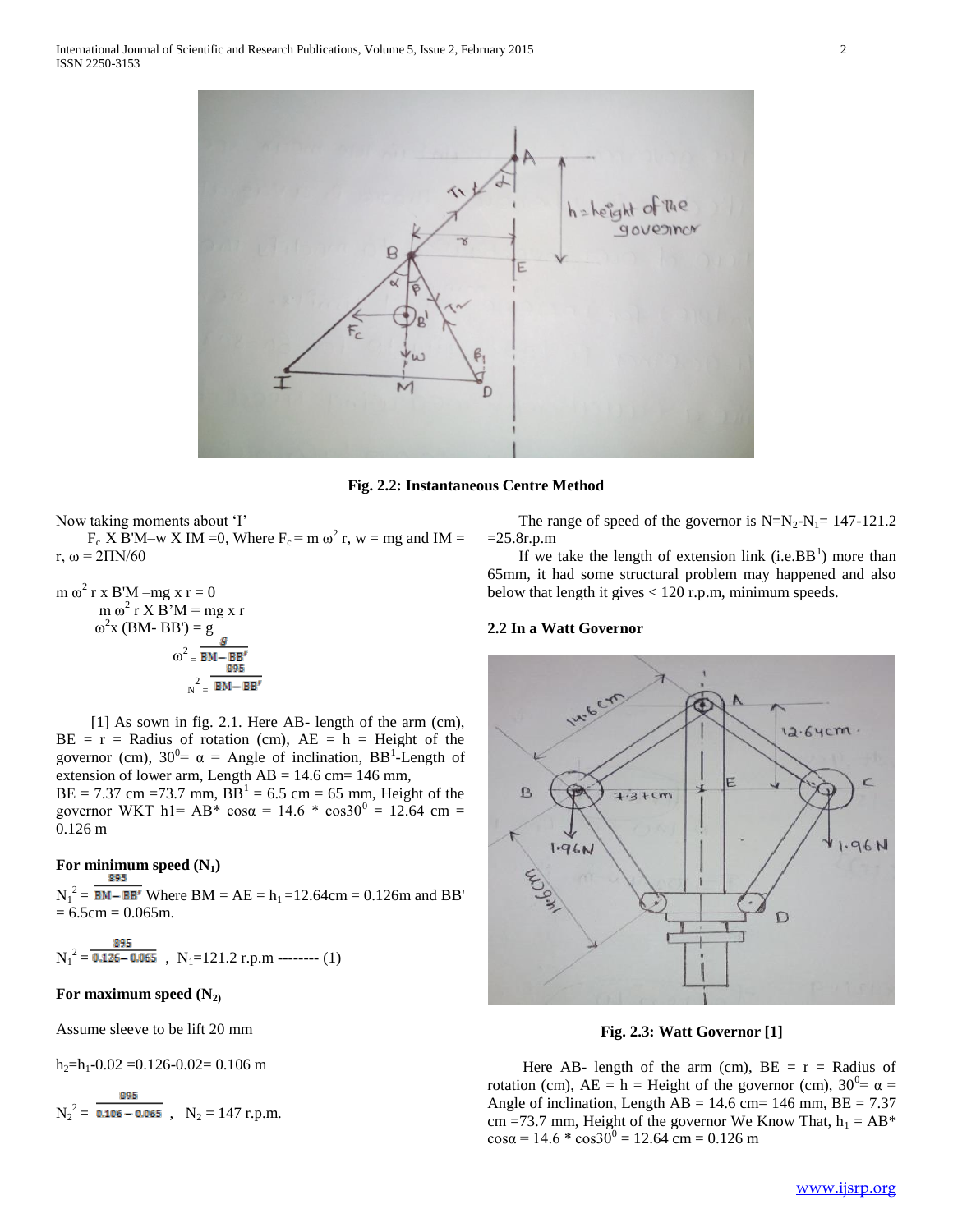Fig. 2.2: Instantaneous Centre Method

Now taking moments about 'I'

$F_c$ X B'M–w X IM =0, Where $F_c = m\omega^2 r$, w = mg and IM = r, $\omega = 2\Pi N/60$

$$m\omega^2 r \times B'M - mg \times r = 0$$

$$m\omega^2 r \times B'M = mg \times r$$

$$\omega^2 \times (BM - BB') = g$$

$$\omega^2 = \frac{g}{BM - BB'}$$

$$N^2 = \frac{895}{BM - BB'}$$

[1] As sown in fig. 2.1. Here AB- length of the arm (cm), BE = r = Radius of rotation (cm), AE = h = Height of the governor (cm), $30^0 = \alpha$ = Angle of inclination, $BB^1$-Length of extension of lower arm, Length AB = 14.6 cm= 146 mm, BE = 7.37 cm =73.7 mm, $BB^1$ = 6.5 cm = 65 mm, Height of the governor WKT $h1 = AB * \cos\alpha = 14.6 * \cos30^0 = 12.64$ cm = 0.126 m

### For minimum speed ($N_1$)

$N_1^2 = \frac{895}{BM - BB'}$ Where BM = AE = $h_1$ =12.64cm = 0.126m and BB' = 6.5cm = 0.065m.

$N_1^2 = \frac{895}{0.126 - 0.065}$ , $N_1$=121.2 r.p.m -------- (1)

### For maximum speed ($N_2$)

Assume sleeve to be lift 20 mm

$h_2 = h_1 - 0.02 = 0.126 - 0.02 = 0.106$ m

$N_2^2 = \frac{895}{0.106 - 0.065}$ , $N_2$ = 147 r.p.m.

The range of speed of the governor is $N = N_2 - N_1 = 147 - 121.2 = 25.8$r.p.m

If we take the length of extension link (i.e.$BB^1$) more than 65mm, it had some structural problem may happened and also below that length it gives < 120 r.p.m, minimum speeds.

## 2.2 In a Watt Governor

Fig. 2.3: Watt Governor [1]

Here AB- length of the arm (cm), BE = r = Radius of rotation (cm), AE = h = Height of the governor (cm), $30^0 = \alpha$ = Angle of inclination, Length AB = 14.6 cm= 146 mm, BE = 7.37 cm =73.7 mm, Height of the governor We Know That, $h_1 = AB * \cos\alpha = 14.6 * \cos30^0 = 12.64$ cm = 0.126 m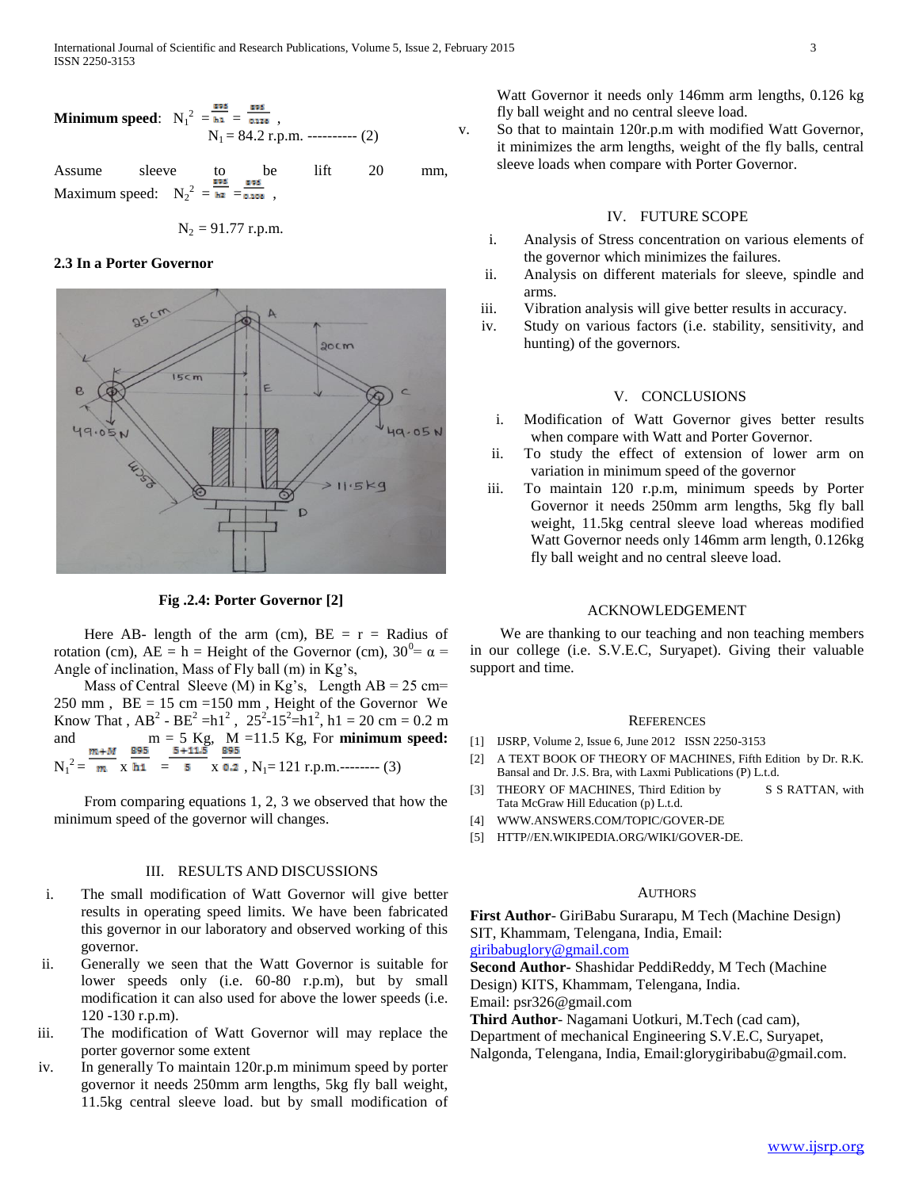**Minimum speed**: $N_1^2 = \frac{895}{h1} = \frac{895}{0.126}$,

$N_1 = 84.2$ r.p.m. ---------- (2)

Assume sleeve to be lift 20 mm,

Maximum speed: $N_2^2 = \frac{895}{h2} = \frac{895}{0.106}$,

$N_2 = 91.77$ r.p.m.

### 2.3 In a Porter Governor

**Fig .2.4: Porter Governor [2]**

Here AB- length of the arm (cm), BE = r = Radius of rotation (cm), AE = h = Height of the Governor (cm), $30^0 = \alpha$ = Angle of inclination, Mass of Fly ball (m) in Kg's,

Mass of Central Sleeve (M) in Kg's, Length AB = 25 cm= 250 mm , BE = 15 cm =150 mm , Height of the Governor We Know That , $AB^2 - BE^2 = h1^2$ , $25^2 - 15^2 = h1^2$, h1 = 20 cm = 0.2 m and m = 5 Kg, M =11.5 Kg, For **minimum speed:** $N_1^2 = \frac{m+M}{m} \times \frac{895}{h1} = \frac{5+11.5}{5} \times \frac{895}{0.2}$ , $N_1$= 121 r.p.m.-------- (3)

From comparing equations 1, 2, 3 we observed that how the minimum speed of the governor will changes.

## III. RESULTS AND DISCUSSIONS

i. The small modification of Watt Governor will give better results in operating speed limits. We have been fabricated this governor in our laboratory and observed working of this governor.
ii. Generally we seen that the Watt Governor is suitable for lower speeds only (i.e. 60-80 r.p.m), but by small modification it can also used for above the lower speeds (i.e. 120 -130 r.p.m).
iii. The modification of Watt Governor will may replace the porter governor some extent
iv. In generally To maintain 120r.p.m minimum speed by porter governor it needs 250mm arm lengths, 5kg fly ball weight, 11.5kg central sleeve load. but by small modification of Watt Governor it needs only 146mm arm lengths, 0.126 kg fly ball weight and no central sleeve load.
v. So that to maintain 120r.p.m with modified Watt Governor, it minimizes the arm lengths, weight of the fly balls, central sleeve loads when compare with Porter Governor.

## IV. FUTURE SCOPE

i. Analysis of Stress concentration on various elements of the governor which minimizes the failures.
ii. Analysis on different materials for sleeve, spindle and arms.
iii. Vibration analysis will give better results in accuracy.
iv. Study on various factors (i.e. stability, sensitivity, and hunting) of the governors.

## V. CONCLUSIONS

i. Modification of Watt Governor gives better results when compare with Watt and Porter Governor.
ii. To study the effect of extension of lower arm on variation in minimum speed of the governor
iii. To maintain 120 r.p.m, minimum speeds by Porter Governor it needs 250mm arm lengths, 5kg fly ball weight, 11.5kg central sleeve load whereas modified Watt Governor needs only 146mm arm length, 0.126kg fly ball weight and no central sleeve load.

## ACKNOWLEDGEMENT

We are thanking to our teaching and non teaching members in our college (i.e. S.V.E.C, Suryapet). Giving their valuable support and time.

## REFERENCES

[1] IJSRP, Volume 2, Issue 6, June 2012 ISSN 2250-3153

[2] A TEXT BOOK OF THEORY OF MACHINES, Fifth Edition by Dr. R.K. Bansal and Dr. J.S. Bra, with Laxmi Publications (P) L.t.d.

[3] THEORY OF MACHINES, Third Edition by S S RATTAN, with Tata McGraw Hill Education (p) L.t.d.

[4] WWW.ANSWERS.COM/TOPIC/GOVER-DE

[5] HTTP//EN.WIKIPEDIA.ORG/WIKI/GOVER-DE.

## AUTHORS

**First Author**- GiriBabu Surarapu, M Tech (Machine Design) SIT, Khammam, Telengana, India, Email: giribabuglory@gmail.com

**Second Author**- Shashidar PeddiReddy, M Tech (Machine Design) KITS, Khammam, Telengana, India. Email: psr326@gmail.com

**Third Author**- Nagamani Uotkuri, M.Tech (cad cam), Department of mechanical Engineering S.V.E.C, Suryapet, Nalgonda, Telengana, India, Email:glorygiribabu@gmail.com.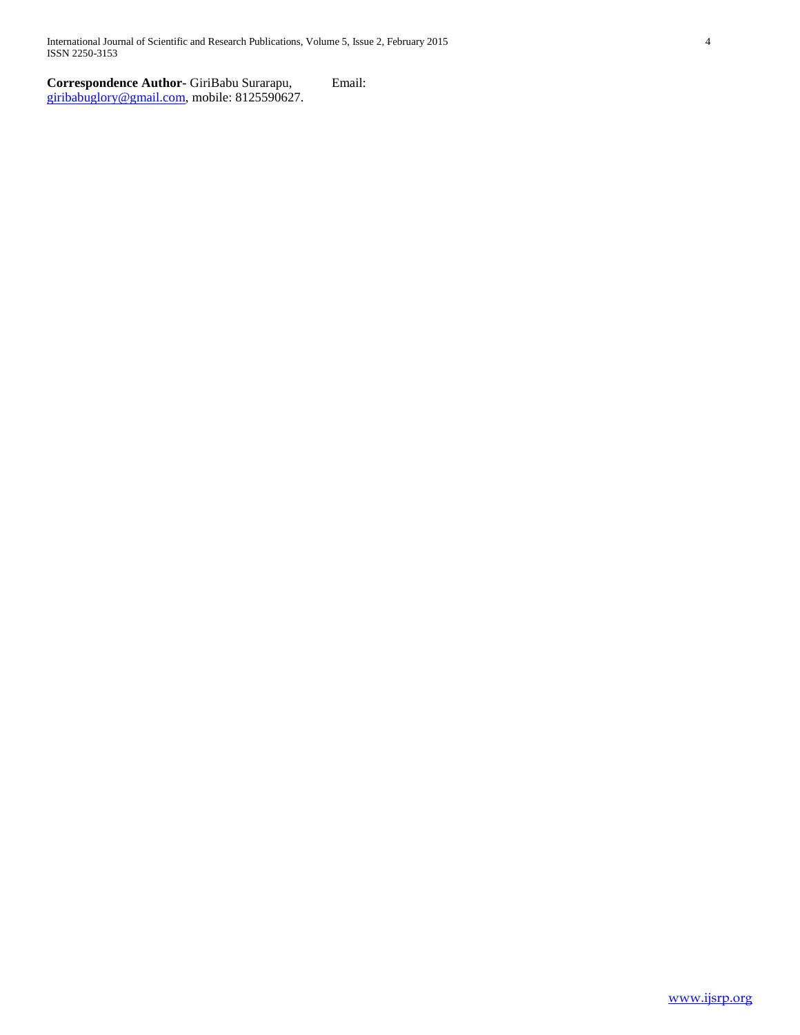**Correspondence Author**- GiriBabu Surarapu, Email: giribabuglory@gmail.com, mobile: 8125590627.